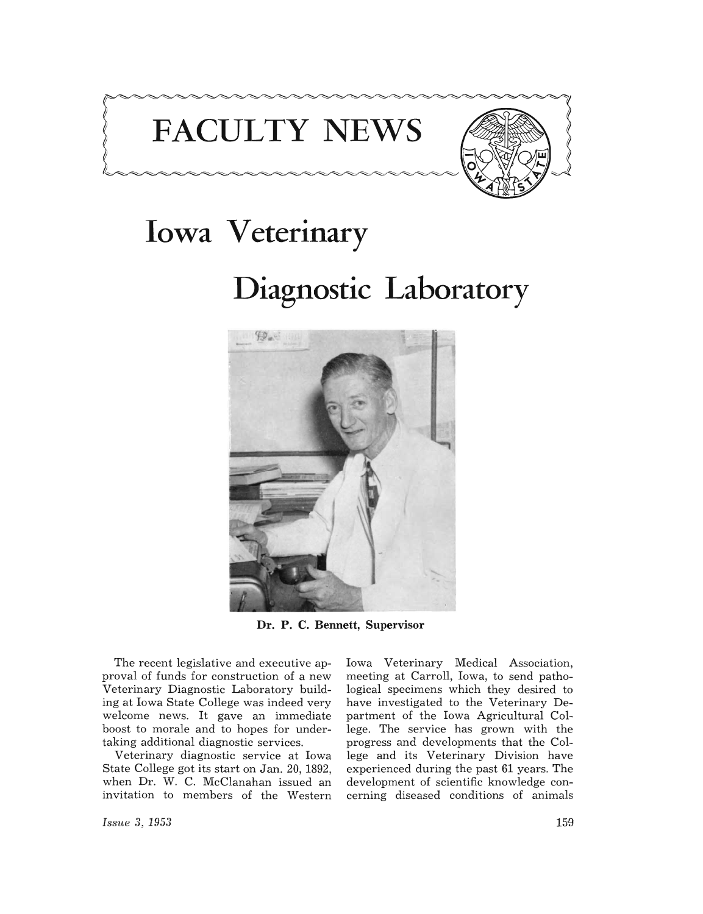# FACULTY NEWS

# Iowa Veterinary Diagnostic Laboratory

Dr. P. C. Bennett, Supervisor

The recent legislative and executive approval of funds for construction of a new Veterinary Diagnostic Laboratory building at Iowa State College was indeed very welcome news. It gave an immediate boost to morale and to hopes for undertaking additional diagnostic services.

Veterinary diagnostic service at Iowa State College got its start on Jan. 20, 1892, when Dr. W. C. McClanahan issued an invitation to members of the Western Iowa Veterinary Medical Association, meeting at Carroll, Iowa, to send pathological specimens which they desired to have investigated to the Veterinary Department of the Iowa Agricultural College. The service has grown with the progress and developments that the College and its Veterinary Division have experienced during the past 61 years. The development of scientific knowledge concerning diseased conditions of animals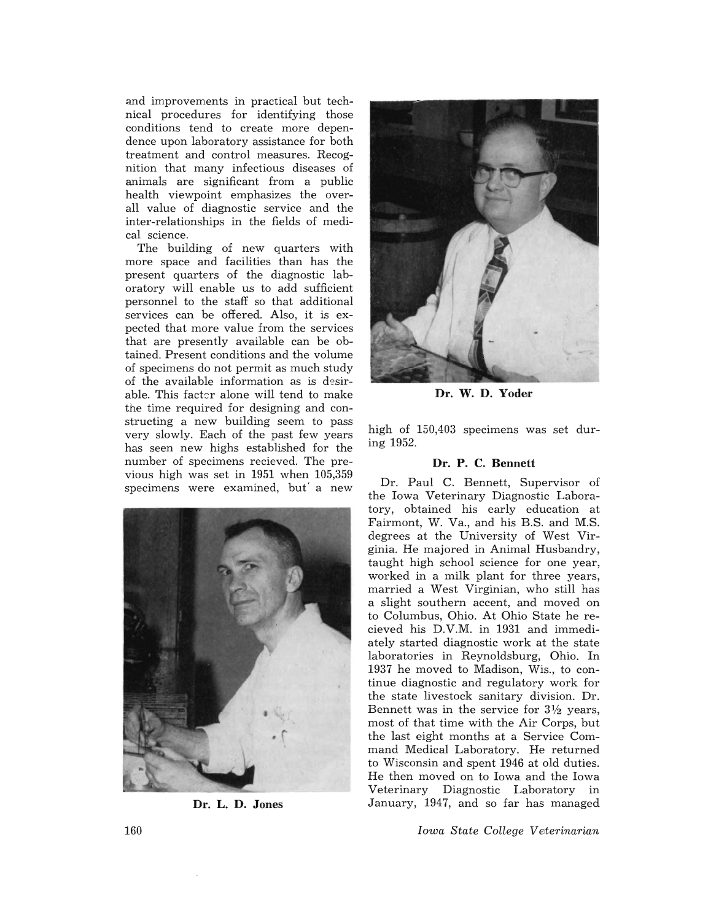and improvements in practical but technical procedures for identifying those conditions tend to create more dependence upon laboratory assistance for both treatment and control measures. Recognition that many infectious diseases of animals are significant from a public health viewpoint emphasizes the overall value of diagnostic service and the inter-relationships in the fields of medical science.

The building of new quarters with more space and facilities than has the present quarters of the diagnostic laboratory will enable us to add sufficient personnel to the staff so that additional services can be offered. Also, it is expected that more value from the services that are presently available can be obtained. Present conditions and the volume of specimens do not permit as much study of the available information as is desirable. This factor alone will tend to make the time required for designing and constructing a new building seem to pass very slowly. Each of the past few years has seen new highs established for the number of specimens recieved. The previous high was set in 1951 when 105,359 specimens were examined, but a new high of 150,403 specimens was set during 1952.

Dr. L. D. Jones

Dr. W. D. Yoder

### Dr. P. C. Bennett

Dr. Paul C. Bennett, Supervisor of the Iowa Veterinary Diagnostic Laboratory, obtained his early education at Fairmont, W. Va., and his B.S. and M.S. degrees at the University of West Virginia. He majored in Animal Husbandry, taught high school science for one year, worked in a milk plant for three years, married a West Virginian, who still has a slight southern accent, and moved on to Columbus, Ohio. At Ohio State he recieved his D.V.M. in 1931 and immediately started diagnostic work at the state laboratories in Reynoldsburg, Ohio. In 1937 he moved to Madison, Wis., to continue diagnostic and regulatory work for the state livestock sanitary division. Dr. Bennett was in the service for 3½ years, most of that time with the Air Corps, but the last eight months at a Service Command Medical Laboratory. He returned to Wisconsin and spent 1946 at old duties. He then moved on to Iowa and the Iowa Veterinary Diagnostic Laboratory in January, 1947, and so far has managed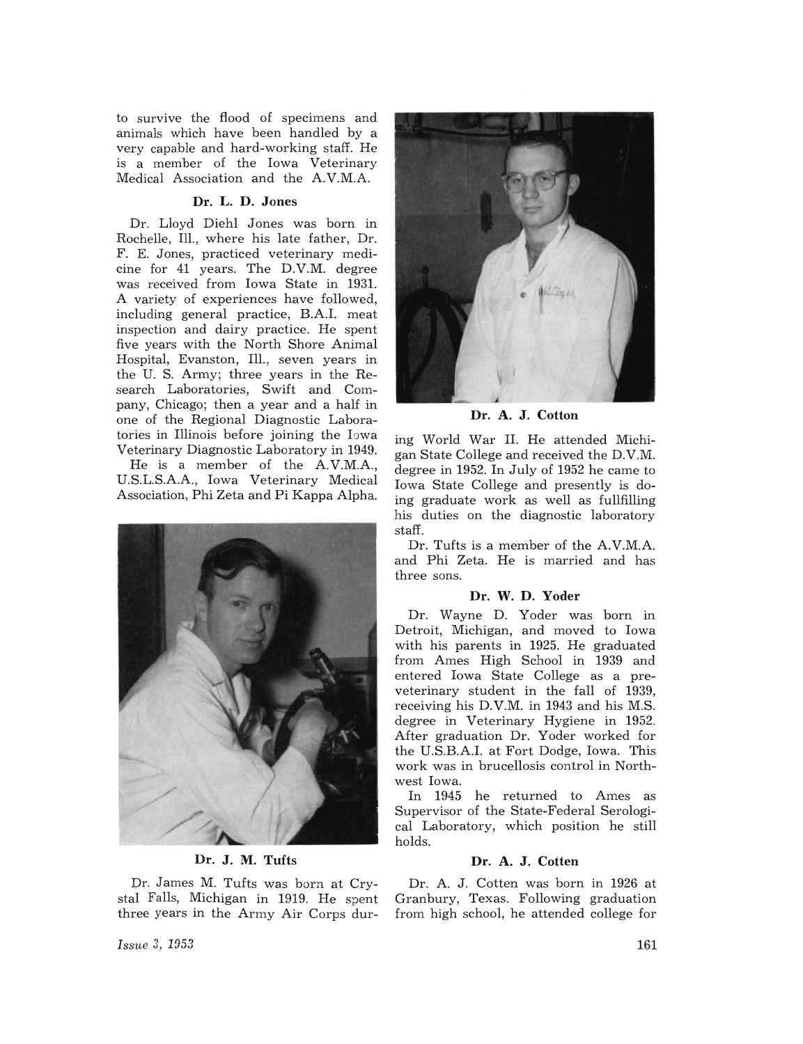to survive the flood of specimens and animals which have been handled by a very capable and hard-working staff. He is a member of the Iowa Veterinary Medical Association and the A.V.M.A.

### Dr. L. D. Jones

Dr. Lloyd Diehl Jones was born in Rochelle, Ill., where his late father, Dr. F. E. Jones, practiced veterinary medicine for 41 years. The D.V.M. degree was received from Iowa State in 1931. A variety of experiences have followed, including general practice, B.A.I. meat inspection and dairy practice. He spent five years with the North Shore Animal Hospital, Evanston, Ill., seven years in the U. S. Army; three years in the Research Laboratories, Swift and Company, Chicago; then a year and a half in one of the Regional Diagnostic Laboratories in Illinois before joining the Iowa Veterinary Diagnostic Laboratory in 1949.

He is a member of the A.V.M.A., U.S.L.S.A.A., Iowa Veterinary Medical Association, Phi Zeta and Pi Kappa Alpha.

Dr. J. M. Tufts

Dr. James M. Tufts was born at Crystal Falls, Michigan in 1919. He spent three years in the Army Air Corps during World War II. He attended Michigan State College and received the D.V.M. degree in 1952. In July of 1952 he came to Iowa State College and presently is doing graduate work as well as fullfilling his duties on the diagnostic laboratory staff.

Dr. A. J. Cotton

Dr. Tufts is a member of the A.V.M.A. and Phi Zeta. He is married and has three sons.

### Dr. W. D. Yoder

Dr. Wayne D. Yoder was born in Detroit, Michigan, and moved to Iowa with his parents in 1925. He graduated from Ames High School in 1939 and entered Iowa State College as a preveterinary student in the fall of 1939, receiving his D.V.M. in 1943 and his M.S. degree in Veterinary Hygiene in 1952. After graduation Dr. Yoder worked for the U.S.B.A.I. at Fort Dodge, Iowa. This work was in brucellosis control in Northwest Iowa.

In 1945 he returned to Ames as Supervisor of the State-Federal Serological Laboratory, which position he still holds.

### Dr. A. J. Cotten

Dr. A. J. Cotten was born in 1926 at Granbury, Texas. Following graduation from high school, he attended college for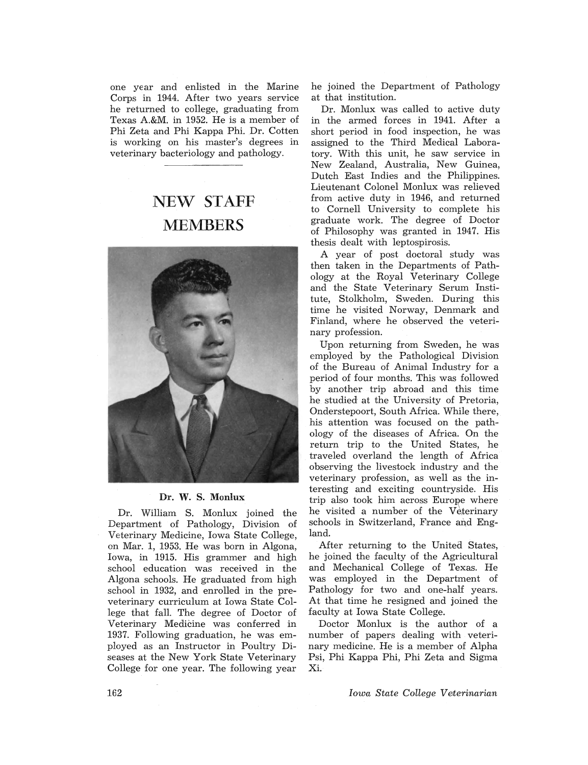one year and enlisted in the Marine Corps in 1944. After two years service he returned to college, graduating from Texas A.&M. in 1952. He is a member of Phi Zeta and Phi Kappa Phi. Dr. Cotten is working on his master's degrees in veterinary bacteriology and pathology.

---

# NEW STAFF MEMBERS

**Dr. W. S. Monlux**

Dr. William S. Monlux joined the Department of Pathology, Division of Veterinary Medicine, Iowa State College, on Mar. 1, 1953. He was born in Algona, Iowa, in 1915. His grammer and high school education was received in the Algona schools. He graduated from high school in 1932, and enrolled in the pre-veterinary curriculum at Iowa State College that fall. The degree of Doctor of Veterinary Medicine was conferred in 1937. Following graduation, he was employed as an Instructor in Poultry Diseases at the New York State Veterinary College for one year. The following year he joined the Department of Pathology at that institution.

Dr. Monlux was called to active duty in the armed forces in 1941. After a short period in food inspection, he was assigned to the Third Medical Laboratory. With this unit, he saw service in New Zealand, Australia, New Guinea, Dutch East Indies and the Philippines. Lieutenant Colonel Monlux was relieved from active duty in 1946, and returned to Cornell University to complete his graduate work. The degree of Doctor of Philosophy was granted in 1947. His thesis dealt with leptospirosis.

A year of post doctoral study was then taken in the Departments of Pathology at the Royal Veterinary College and the State Veterinary Serum Institute, Stolkholm, Sweden. During this time he visited Norway, Denmark and Finland, where he observed the veterinary profession.

Upon returning from Sweden, he was employed by the Pathological Division of the Bureau of Animal Industry for a period of four months. This was followed by another trip abroad and this time he studied at the University of Pretoria, Onderstepoort, South Africa. While there, his attention was focused on the pathology of the diseases of Africa. On the return trip to the United States, he traveled overland the length of Africa observing the livestock industry and the veterinary profession, as well as the interesting and exciting countryside. His trip also took him across Europe where he visited a number of the Veterinary schools in Switzerland, France and England.

After returning to the United States, he joined the faculty of the Agricultural and Mechanical College of Texas. He was employed in the Department of Pathology for two and one-half years. At that time he resigned and joined the faculty at Iowa State College.

Doctor Monlux is the author of a number of papers dealing with veterinary medicine. He is a member of Alpha Psi, Phi Kappa Phi, Phi Zeta and Sigma Xi.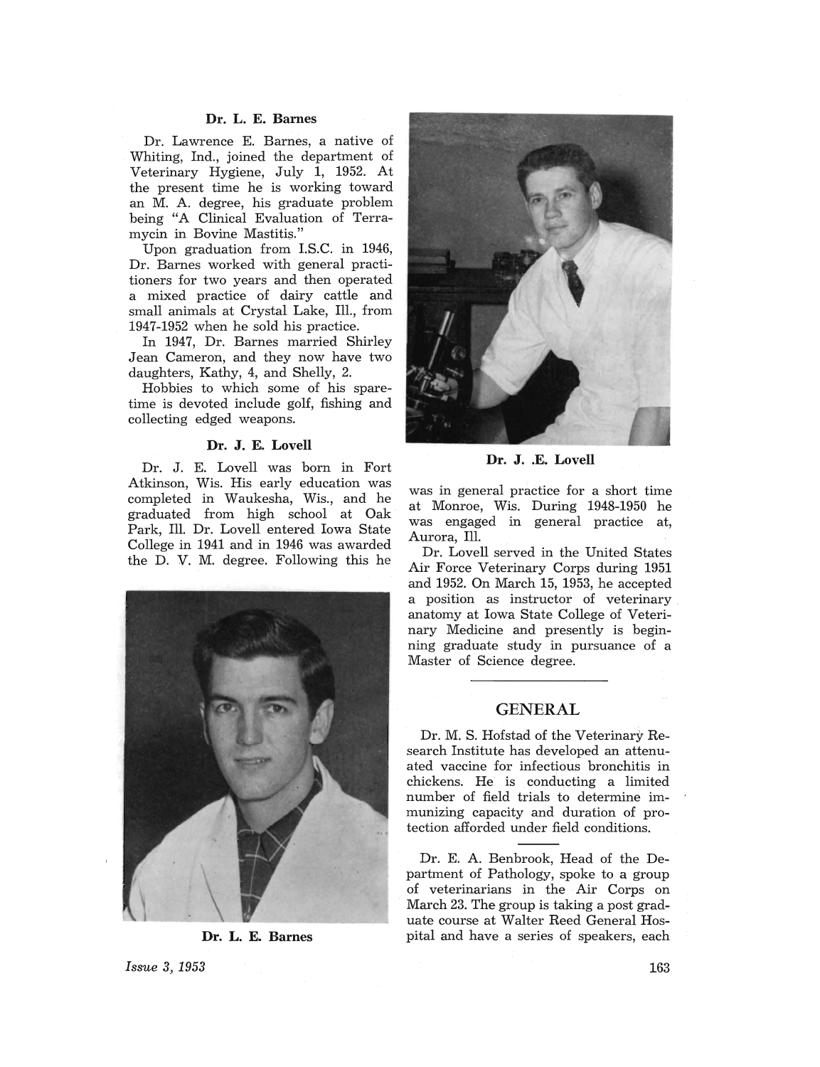### Dr. L. E. Barnes

Dr. Lawrence E. Barnes, a native of Whiting, Ind., joined the department of Veterinary Hygiene, July 1, 1952. At the present time he is working toward an M. A. degree, his graduate problem being "A Clinical Evaluation of Terramycin in Bovine Mastitis."

Upon graduation from I.S.C. in 1946, Dr. Barnes worked with general practitioners for two years and then operated a mixed practice of dairy cattle and small animals at Crystal Lake, Ill., from 1947-1952 when he sold his practice.

In 1947, Dr. Barnes married Shirley Jean Cameron, and they now have two daughters, Kathy, 4, and Shelly, 2.

Hobbies to which some of his spare-time is devoted include golf, fishing and collecting edged weapons.

### Dr. J. E. Lovell

Dr. J. E. Lovell was born in Fort Atkinson, Wis. His early education was completed in Waukesha, Wis., and he graduated from high school at Oak Park, Ill. Dr. Lovell entered Iowa State College in 1941 and in 1946 was awarded the D. V. M. degree. Following this he was in general practice for a short time at Monroe, Wis. During 1948-1950 he was engaged in general practice at, Aurora, Ill.

Dr. L. E. Barnes

Dr. J. .E. Lovell

Dr. Lovell served in the United States Air Force Veterinary Corps during 1951 and 1952. On March 15, 1953, he accepted a position as instructor of veterinary anatomy at Iowa State College of Veterinary Medicine and presently is beginning graduate study in pursuance of a Master of Science degree.

---

## GENERAL

Dr. M. S. Hofstad of the Veterinary Research Institute has developed an attenuated vaccine for infectious bronchitis in chickens. He is conducting a limited number of field trials to determine immunizing capacity and duration of protection afforded under field conditions.

---

Dr. E. A. Benbrook, Head of the Department of Pathology, spoke to a group of veterinarians in the Air Corps on March 23. The group is taking a post graduate course at Walter Reed General Hospital and have a series of speakers, each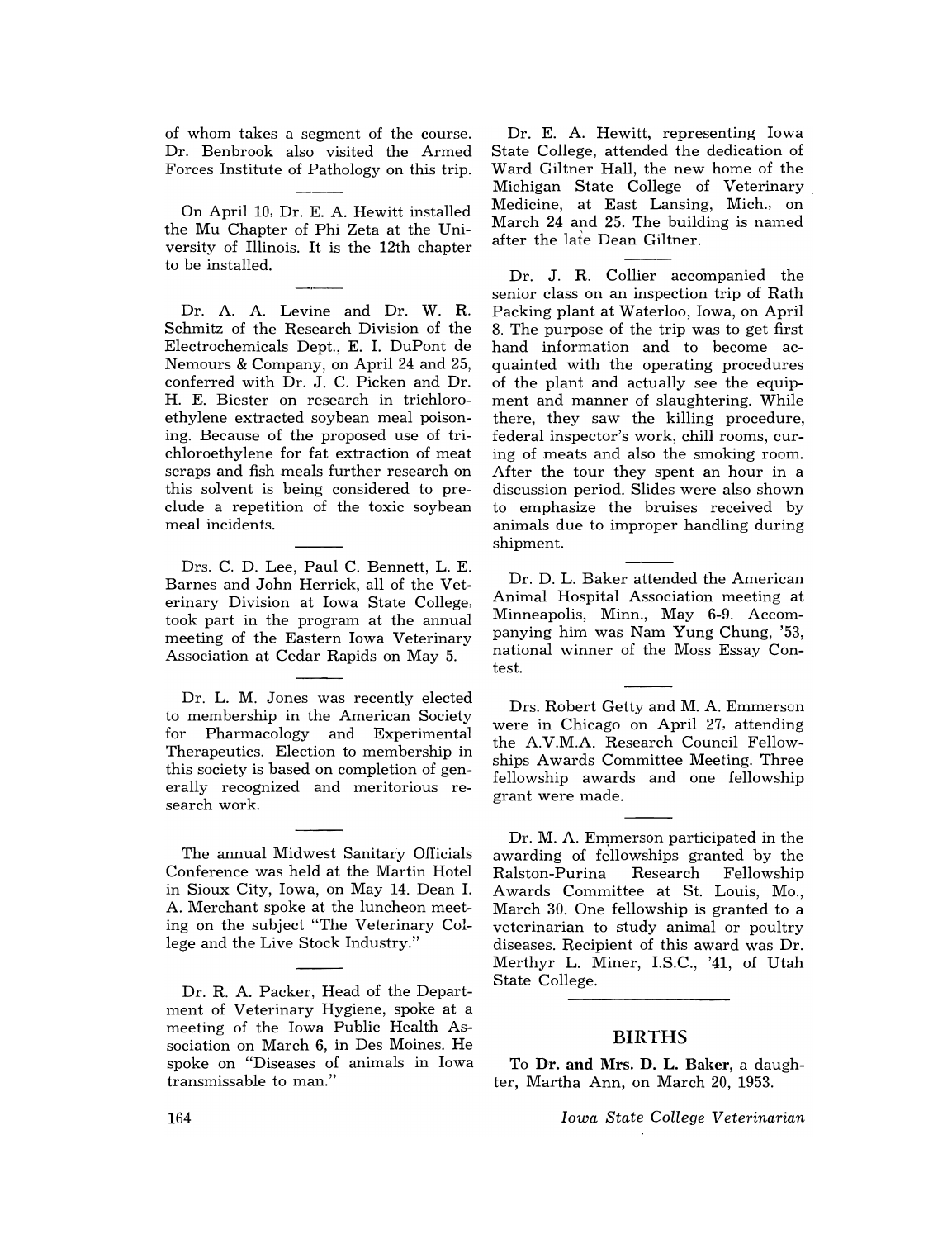of whom takes a segment of the course. Dr. Benbrook also visited the Armed Forces Institute of Pathology on this trip.

On April 10, Dr. E. A. Hewitt installed the Mu Chapter of Phi Zeta at the University of Illinois. It is the 12th chapter to be installed.

Dr. A. A. Levine and Dr. W. R. Schmitz of the Research Division of the Electrochemicals Dept., E. I. DuPont de Nemours & Company, on April 24 and 25, conferred with Dr. J. C. Picken and Dr. H. E. Biester on research in trichloroethylene extracted soybean meal poisoning. Because of the proposed use of trichloroethylene for fat extraction of meat scraps and fish meals further research on this solvent is being considered to preclude a repetition of the toxic soybean meal incidents.

Drs. C. D. Lee, Paul C. Bennett, L. E. Barnes and John Herrick, all of the Veterinary Division at Iowa State College, took part in the program at the annual meeting of the Eastern Iowa Veterinary Association at Cedar Rapids on May 5.

Dr. L. M. Jones was recently elected to membership in the American Society for Pharmacology and Experimental Therapeutics. Election to membership in this society is based on completion of generally recognized and meritorious research work.

The annual Midwest Sanitary Officials Conference was held at the Martin Hotel in Sioux City, Iowa, on May 14. Dean I. A. Merchant spoke at the luncheon meeting on the subject "The Veterinary College and the Live Stock Industry."

Dr. R. A. Packer, Head of the Department of Veterinary Hygiene, spoke at a meeting of the Iowa Public Health Association on March 6, in Des Moines. He spoke on "Diseases of animals in Iowa transmissable to man."

Dr. E. A. Hewitt, representing Iowa State College, attended the dedication of Ward Giltner Hall, the new home of the Michigan State College of Veterinary Medicine, at East Lansing, Mich., on March 24 and 25. The building is named after the late Dean Giltner.

Dr. J. R. Collier accompanied the senior class on an inspection trip of Rath Packing plant at Waterloo, Iowa, on April 8. The purpose of the trip was to get first hand information and to become acquainted with the operating procedures of the plant and actually see the equipment and manner of slaughtering. While there, they saw the killing procedure, federal inspector's work, chill rooms, curing of meats and also the smoking room. After the tour they spent an hour in a discussion period. Slides were also shown to emphasize the bruises received by animals due to improper handling during shipment.

Dr. D. L. Baker attended the American Animal Hospital Association meeting at Minneapolis, Minn., May 6-9. Accompanying him was Nam Yung Chung, '53, national winner of the Moss Essay Contest.

Drs. Robert Getty and M. A. Emmerson were in Chicago on April 27, attending the A.V.M.A. Research Council Fellowships Awards Committee Meeting. Three fellowship awards and one fellowship grant were made.

Dr. M. A. Emmerson participated in the awarding of fellowships granted by the Ralston-Purina Research Fellowship Awards Committee at St. Louis, Mo., March 30. One fellowship is granted to a veterinarian to study animal or poultry diseases. Recipient of this award was Dr. Merthyr L. Miner, I.S.C., '41, of Utah State College.

## BIRTHS

To **Dr. and Mrs. D. L. Baker**, a daughter, Martha Ann, on March 20, 1953.